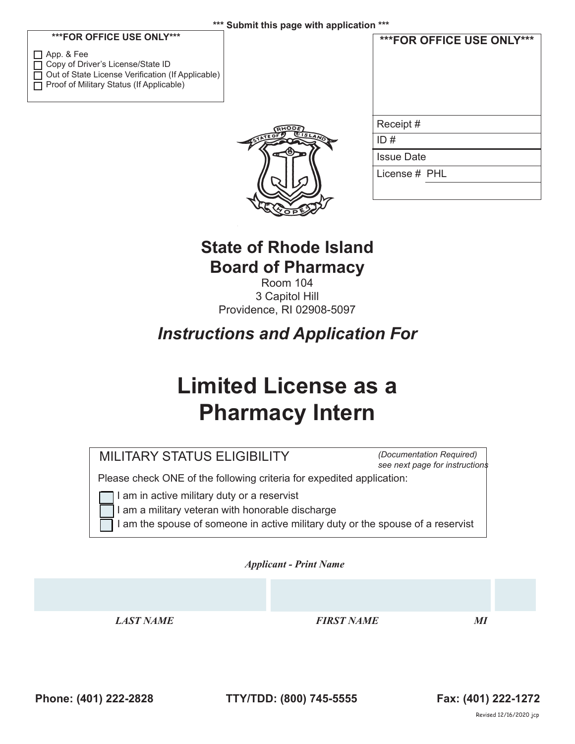**\*\*\* Submit this page with application \*\*\***

**\*\*\*FOR OFFICE USE ONLY\*\*\***

- ☐ App. & Fee
- ☐ Copy of Driver's License/State ID
- ☐ Out of State License Verification (If Applicable)
- ☐ Proof of Military Status (If Applicable)

| **\*\*\*FOR OFFICE USE ONLY\*\*\*** |
|---|
| Receipt # |
| ID # |
| Issue Date |
| License # PHL |

# State of Rhode Island
# Board of Pharmacy

Room 104
3 Capitol Hill
Providence, RI 02908-5097

## *Instructions and Application For*

# Limited License as a Pharmacy Intern

MILITARY STATUS ELIGIBILITY *(Documentation Required) see next page for instructions*

Please check ONE of the following criteria for expedited application:

- ☐ I am in active military duty or a reservist
- ☐ I am a military veteran with honorable discharge
- ☐ I am the spouse of someone in active military duty or the spouse of a reservist

***Applicant - Print Name***

| ***LAST NAME*** | ***FIRST NAME*** | ***MI*** |
|---|---|---|
| | | |

**Phone: (401) 222-2828** **TTY/TDD: (800) 745-5555** **Fax: (401) 222-1272**

Revised 12/16/2020 jcp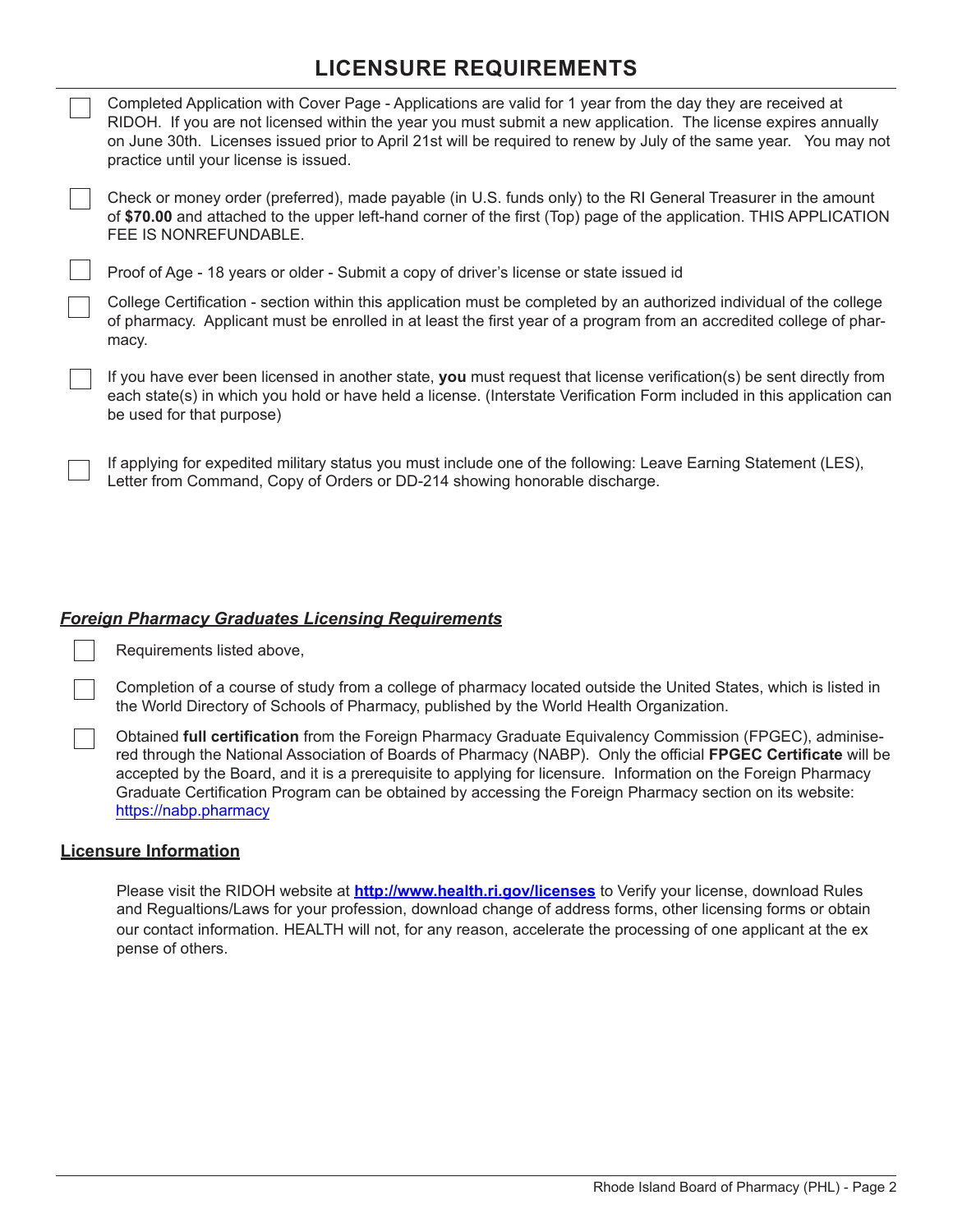# LICENSURE REQUIREMENTS

- [ ] Completed Application with Cover Page - Applications are valid for 1 year from the day they are received at RIDOH. If you are not licensed within the year you must submit a new application. The license expires annually on June 30th. Licenses issued prior to April 21st will be required to renew by July of the same year. You may not practice until your license is issued.
- [ ] Check or money order (preferred), made payable (in U.S. funds only) to the RI General Treasurer in the amount of **$70.00** and attached to the upper left-hand corner of the first (Top) page of the application. THIS APPLICATION FEE IS NONREFUNDABLE.
- [ ] Proof of Age - 18 years or older - Submit a copy of driver's license or state issued id
- [ ] College Certification - section within this application must be completed by an authorized individual of the college of pharmacy. Applicant must be enrolled in at least the first year of a program from an accredited college of pharmacy.
- [ ] If you have ever been licensed in another state, **you** must request that license verification(s) be sent directly from each state(s) in which you hold or have held a license. (Interstate Verification Form included in this application can be used for that purpose)
- [ ] If applying for expedited military status you must include one of the following: Leave Earning Statement (LES), Letter from Command, Copy of Orders or DD-214 showing honorable discharge.

***Foreign Pharmacy Graduates Licensing Requirements***

- [ ] Requirements listed above,
- [ ] Completion of a course of study from a college of pharmacy located outside the United States, which is listed in the World Directory of Schools of Pharmacy, published by the World Health Organization.
- [ ] Obtained **full certification** from the Foreign Pharmacy Graduate Equivalency Commission (FPGEC), administered through the National Association of Boards of Pharmacy (NABP). Only the official **FPGEC Certificate** will be accepted by the Board, and it is a prerequisite to applying for licensure. Information on the Foreign Pharmacy Graduate Certification Program can be obtained by accessing the Foreign Pharmacy section on its website: https://nabp.pharmacy

**Licensure Information**

Please visit the RIDOH website at **http://www.health.ri.gov/licenses** to Verify your license, download Rules and Regualtions/Laws for your profession, download change of address forms, other licensing forms or obtain our contact information. HEALTH will not, for any reason, accelerate the processing of one applicant at the expense of others.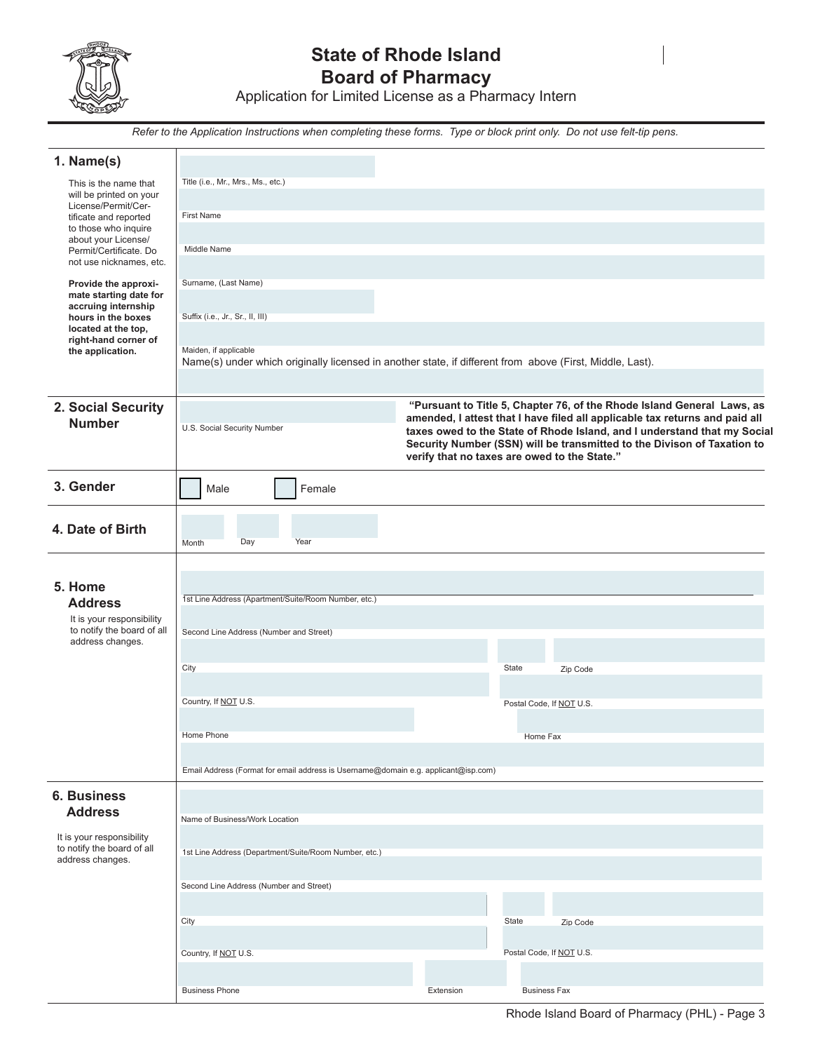# State of Rhode Island
## Board of Pharmacy
### Application for Limited License as a Pharmacy Intern

*Refer to the Application Instructions when completing these forms. Type or block print only. Do not use felt-tip pens.*

## 1. Name(s)

This is the name that will be printed on your License/Permit/Certificate and reported to those who inquire about your License/Permit/Certificate. Do not use nicknames, etc.

**Provide the approximate starting date for accruing internship hours in the boxes located at the top, right-hand corner of the application.**

Title (i.e., Mr., Mrs., Ms., etc.)

First Name

Middle Name

Surname, (Last Name)

Suffix (i.e., Jr., Sr., II, III)

Maiden, if applicable

Name(s) under which originally licensed in another state, if different from above (First, Middle, Last).

## 2. Social Security Number

U.S. Social Security Number

**"Pursuant to Title 5, Chapter 76, of the Rhode Island General Laws, as amended, I attest that I have filed all applicable tax returns and paid all taxes owed to the State of Rhode Island, and I understand that my Social Security Number (SSN) will be transmitted to the Divison of Taxation to verify that no taxes are owed to the State."**

## 3. Gender

☐ Male ☐ Female

## 4. Date of Birth

Month Day Year

## 5. Home Address

It is your responsibility to notify the board of all address changes.

1st Line Address (Apartment/Suite/Room Number, etc.)

Second Line Address (Number and Street)

City State Zip Code

Country, If NOT U.S. Postal Code, If NOT U.S.

Home Phone Home Fax

Email Address (Format for email address is Username@domain e.g. applicant@isp.com)

## 6. Business Address

It is your responsibility to notify the board of all address changes.

Name of Business/Work Location

1st Line Address (Department/Suite/Room Number, etc.)

Second Line Address (Number and Street)

City State Zip Code

Country, If NOT U.S. Postal Code, If NOT U.S.

Business Phone Extension Business Fax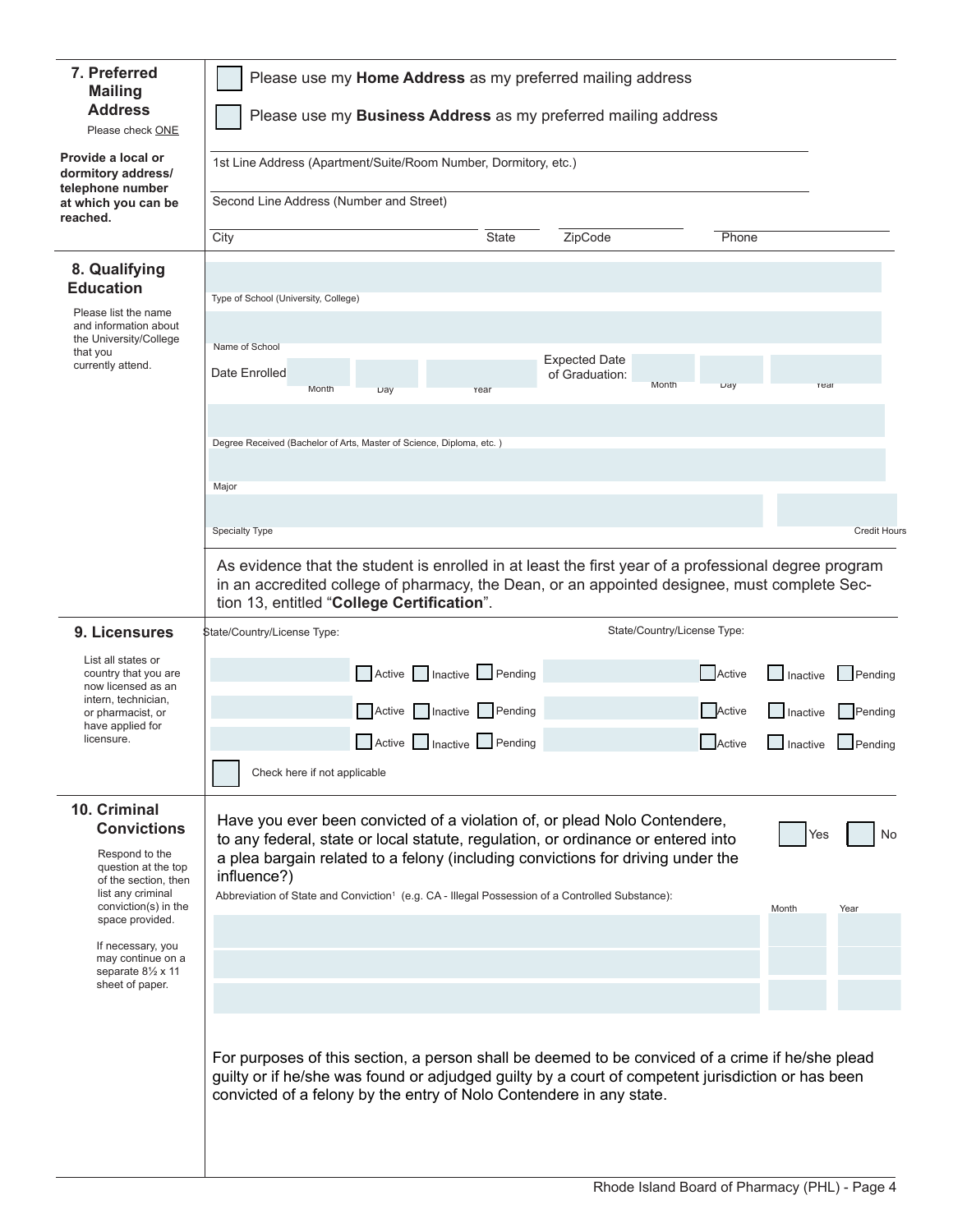## 7. Preferred Mailing Address

Please check ONE

- [ ] Please use my **Home Address** as my preferred mailing address
- [ ] Please use my **Business Address** as my preferred mailing address

**Provide a local or dormitory address/ telephone number at which you can be reached.**

1st Line Address (Apartment/Suite/Room Number, Dormitory, etc.)

Second Line Address (Number and Street)

City | State | ZipCode | Phone

## 8. Qualifying Education

Please list the name and information about the University/College that you currently attend.

Type of School (University, College)

Name of School

Date Enrolled: Month | Day | Year

Expected Date of Graduation: Month | Day | Year

Degree Received (Bachelor of Arts, Master of Science, Diploma, etc. )

Major

Specialty Type | Credit Hours

As evidence that the student is enrolled in at least the first year of a professional degree program in an accredited college of pharmacy, the Dean, or an appointed designee, must complete Section 13, entitled "**College Certification**".

## 9. Licensures

List all states or country that you are now licensed as an intern, technician, or pharmacist, or have applied for licensure.

| State/Country/License Type: | | | | State/Country/License Type: | | | |
|---|---|---|---|---|---|---|---|
| | ☐ Active | ☐ Inactive | ☐ Pending | | ☐ Active | ☐ Inactive | ☐ Pending |
| | ☐ Active | ☐ Inactive | ☐ Pending | | ☐ Active | ☐ Inactive | ☐ Pending |
| | ☐ Active | ☐ Inactive | ☐ Pending | | ☐ Active | ☐ Inactive | ☐ Pending |

- [ ] Check here if not applicable

## 10. Criminal Convictions

Respond to the question at the top of the section, then list any criminal conviction(s) in the space provided.

If necessary, you may continue on a separate 8½ x 11 sheet of paper.

Have you ever been convicted of a violation of, or plead Nolo Contendere, to any federal, state or local statute, regulation, or ordinance or entered into a plea bargain related to a felony (including convictions for driving under the influence?) ☐ Yes ☐ No

| Abbreviation of State and Conviction[1] (e.g. CA - Illegal Possession of a Controlled Substance): | Month | Year |
|---|---|---|
| | | |
| | | |
| | | |

For purposes of this section, a person shall be deemed to be conviced of a crime if he/she plead guilty or if he/she was found or adjudged guilty by a court of competent jurisdiction or has been convicted of a felony by the entry of Nolo Contendere in any state.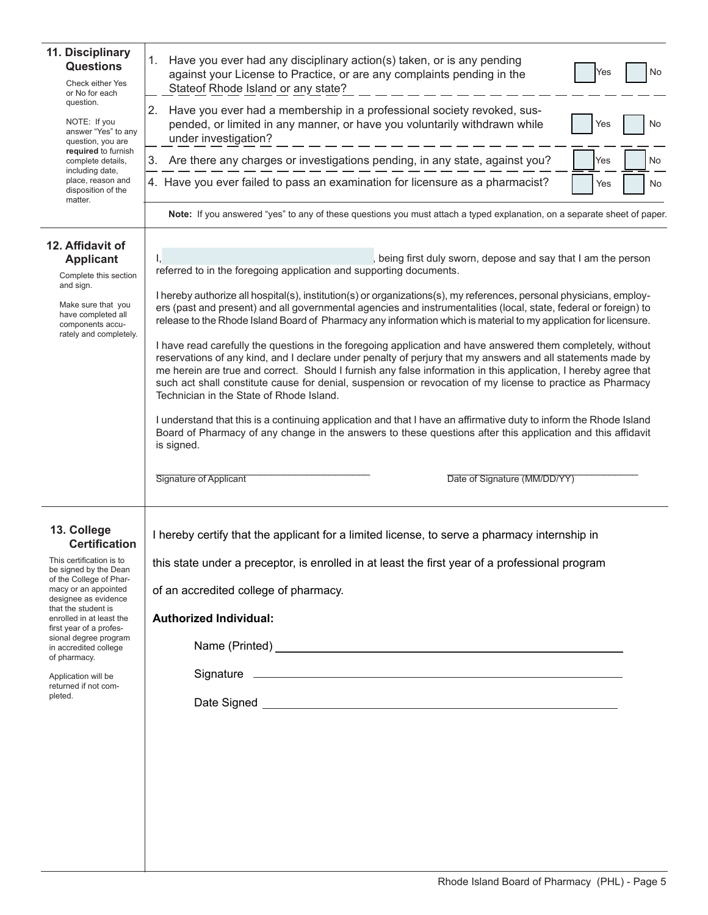## 11. Disciplinary Questions

Check either Yes or No for each question.

NOTE: If you answer "Yes" to any question, you are **required** to furnish complete details, including date, place, reason and disposition of the matter.

1. Have you ever had any disciplinary action(s) taken, or is any pending against your License to Practice, or are any complaints pending in the Stateof Rhode Island or any state? ☐ Yes ☐ No
2. Have you ever had a membership in a professional society revoked, suspended, or limited in any manner, or have you voluntarily withdrawn while under investigation? ☐ Yes ☐ No
3. Are there any charges or investigations pending, in any state, against you? ☐ Yes ☐ No
4. Have you ever failed to pass an examination for licensure as a pharmacist? ☐ Yes ☐ No

**Note:** If you answered "yes" to any of these questions you must attach a typed explanation, on a separate sheet of paper.

## 12. Affidavit of Applicant

Complete this section and sign.

Make sure that you have completed all components accurately and completely.

I, ______________________, being first duly sworn, depose and say that I am the person referred to in the foregoing application and supporting documents.

I hereby authorize all hospital(s), institution(s) or organizations(s), my references, personal physicians, employers (past and present) and all governmental agencies and instrumentalities (local, state, federal or foreign) to release to the Rhode Island Board of Pharmacy any information which is material to my application for licensure.

I have read carefully the questions in the foregoing application and have answered them completely, without reservations of any kind, and I declare under penalty of perjury that my answers and all statements made by me herein are true and correct. Should I furnish any false information in this application, I hereby agree that such act shall constitute cause for denial, suspension or revocation of my license to practice as Pharmacy Technician in the State of Rhode Island.

I understand that this is a continuing application and that I have an affirmative duty to inform the Rhode Island Board of Pharmacy of any change in the answers to these questions after this application and this affidavit is signed.

______________________ Signature of Applicant

______________________ Date of Signature (MM/DD/YY)

## 13. College Certification

This certification is to be signed by the Dean of the College of Pharmacy or an appointed designee as evidence that the student is enrolled in at least the first year of a professional degree program in accredited college of pharmacy.

Application will be returned if not completed.

I hereby certify that the applicant for a limited license, to serve a pharmacy internship in this state under a preceptor, is enrolled in at least the first year of a professional program of an accredited college of pharmacy.

**Authorized Individual:**

Name (Printed) ______________________

Signature ______________________

Date Signed ______________________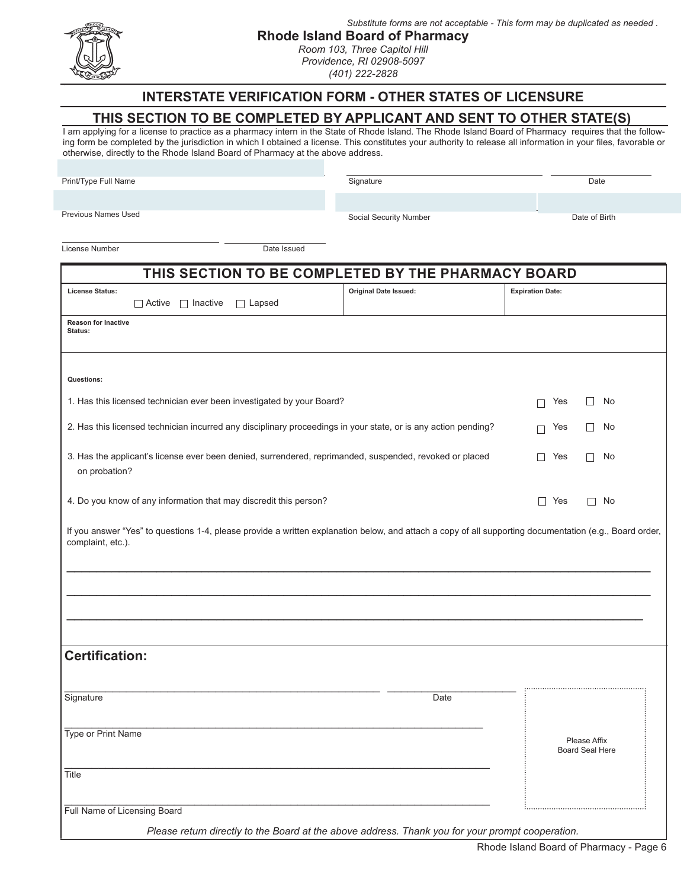*Substitute forms are not acceptable - This form may be duplicated as needed .*

**Rhode Island Board of Pharmacy**

*Room 103, Three Capitol Hill*
*Providence, RI 02908-5097*
*(401) 222-2828*

## INTERSTATE VERIFICATION FORM - OTHER STATES OF LICENSURE

## THIS SECTION TO BE COMPLETED BY APPLICANT AND SENT TO OTHER STATE(S)

I am applying for a license to practice as a pharmacy intern in the State of Rhode Island. The Rhode Island Board of Pharmacy requires that the following form be completed by the jurisdiction in which I obtained a license. This constitutes your authority to release all information in your files, favorable or otherwise, directly to the Rhode Island Board of Pharmacy at the above address.

Print/Type Full Name ____________________ Signature ____________________ Date __________

Previous Names Used ____________________ Social Security Number ____________________ Date of Birth __________

License Number ____________________ Date Issued __________

## THIS SECTION TO BE COMPLETED BY THE PHARMACY BOARD

| License Status: | Original Date Issued: | Expiration Date: |
|---|---|---|
| ☐ Active ☐ Inactive ☐ Lapsed | | |

**Reason for Inactive Status:**

**Questions:**

1. Has this licensed technician ever been investigated by your Board? ☐ Yes ☐ No
2. Has this licensed technician incurred any disciplinary proceedings in your state, or is any action pending? ☐ Yes ☐ No
3. Has the applicant's license ever been denied, surrendered, reprimanded, suspended, revoked or placed on probation? ☐ Yes ☐ No
4. Do you know of any information that may discredit this person? ☐ Yes ☐ No

If you answer "Yes" to questions 1-4, please provide a written explanation below, and attach a copy of all supporting documentation (e.g., Board order, complaint, etc.).

______________________________________________________________________

______________________________________________________________________

______________________________________________________________________

## Certification:

Signature ____________________ Date __________

Type or Print Name ____________________

Title ____________________

Full Name of Licensing Board ____________________

Please Affix Board Seal Here

*Please return directly to the Board at the above address. Thank you for your prompt cooperation.*